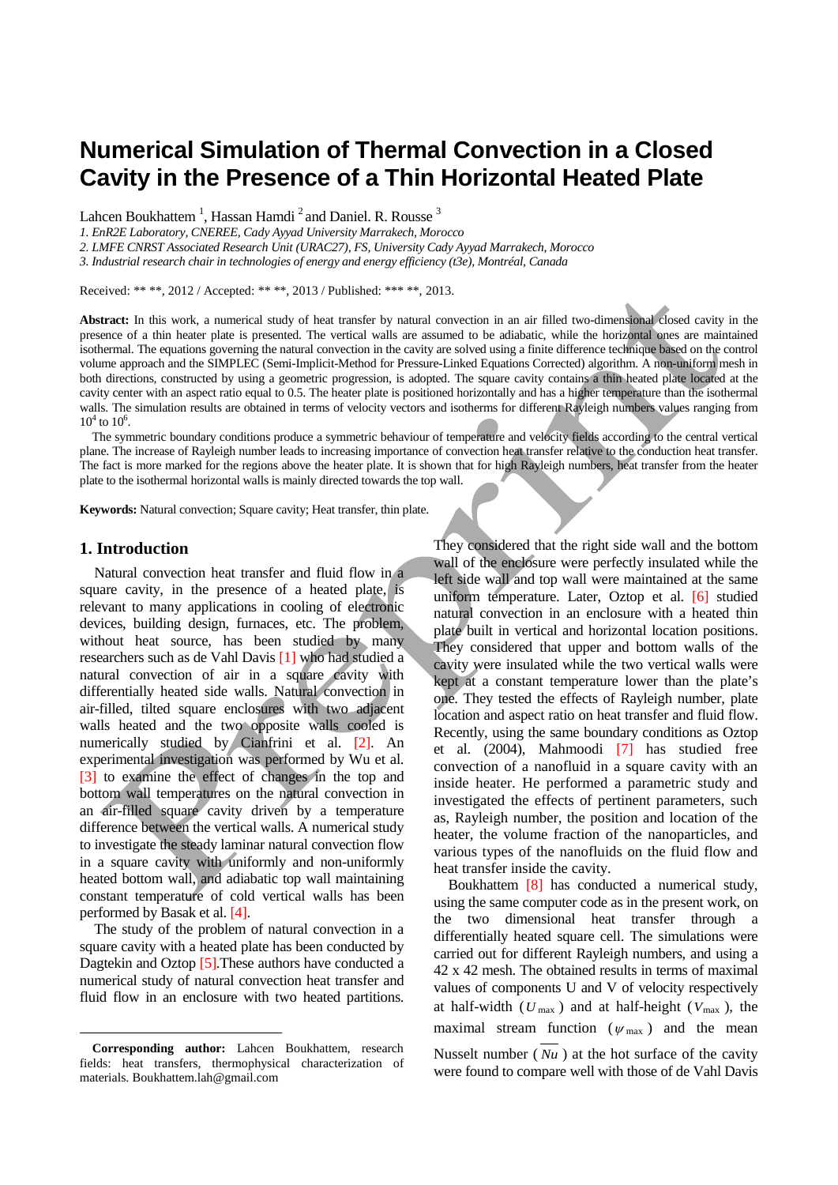# Numerical Simulation of Thermal Convection in a Closed Cavity in the Presence of a Thin Horizontal Heated Plate

Lahcen Boukhattem [1], Hassan Hamdi [2] and Daniel. R. Rousse [3]

*1. EnR2E Laboratory, CNEREE, Cady Ayyad University Marrakech, Morocco*

*2. LMFE CNRST Associated Research Unit (URAC27), FS, University Cady Ayyad Marrakech, Morocco*

*3. Industrial research chair in technologies of energy and energy efficiency (t3e), Montréal, Canada*

Received: ** **, 2012 / Accepted: ** **, 2013 / Published: *** **, 2013.

**Abstract:** In this work, a numerical study of heat transfer by natural convection in an air filled two-dimensional closed cavity in the presence of a thin heater plate is presented. The vertical walls are assumed to be adiabatic, while the horizontal ones are maintained isothermal. The equations governing the natural convection in the cavity are solved using a finite difference technique based on the control volume approach and the SIMPLEC (Semi-Implicit-Method for Pressure-Linked Equations Corrected) algorithm. A non-uniform mesh in both directions, constructed by using a geometric progression, is adopted. The square cavity contains a thin heated plate located at the cavity center with an aspect ratio equal to 0.5. The heater plate is positioned horizontally and has a higher temperature than the isothermal walls. The simulation results are obtained in terms of velocity vectors and isotherms for different Rayleigh numbers values ranging from $10^4$ to $10^6$.

The symmetric boundary conditions produce a symmetric behaviour of temperature and velocity fields according to the central vertical plane. The increase of Rayleigh number leads to increasing importance of convection heat transfer relative to the conduction heat transfer. The fact is more marked for the regions above the heater plate. It is shown that for high Rayleigh numbers, heat transfer from the heater plate to the isothermal horizontal walls is mainly directed towards the top wall.

**Keywords:** Natural convection; Square cavity; Heat transfer, thin plate.

## 1. Introduction

Natural convection heat transfer and fluid flow in a square cavity, in the presence of a heated plate, is relevant to many applications in cooling of electronic devices, building design, furnaces, etc. The problem, without heat source, has been studied by many researchers such as de Vahl Davis [1] who had studied a natural convection of air in a square cavity with differentially heated side walls. Natural convection in air-filled, tilted square enclosures with two adjacent walls heated and the two opposite walls cooled is numerically studied by Cianfrini et al. [2]. An experimental investigation was performed by Wu et al. [3] to examine the effect of changes in the top and bottom wall temperatures on the natural convection in an air-filled square cavity driven by a temperature difference between the vertical walls. A numerical study to investigate the steady laminar natural convection flow in a square cavity with uniformly and non-uniformly heated bottom wall, and adiabatic top wall maintaining constant temperature of cold vertical walls has been performed by Basak et al. [4].

The study of the problem of natural convection in a square cavity with a heated plate has been conducted by Dagtekin and Oztop [5].These authors have conducted a numerical study of natural convection heat transfer and fluid flow in an enclosure with two heated partitions. They considered that the right side wall and the bottom wall of the enclosure were perfectly insulated while the left side wall and top wall were maintained at the same uniform temperature. Later, Oztop et al. [6] studied natural convection in an enclosure with a heated thin plate built in vertical and horizontal location positions. They considered that upper and bottom walls of the cavity were insulated while the two vertical walls were kept at a constant temperature lower than the plate's one. They tested the effects of Rayleigh number, plate location and aspect ratio on heat transfer and fluid flow. Recently, using the same boundary conditions as Oztop et al. (2004), Mahmoodi [7] has studied free convection of a nanofluid in a square cavity with an inside heater. He performed a parametric study and investigated the effects of pertinent parameters, such as, Rayleigh number, the position and location of the heater, the volume fraction of the nanoparticles, and various types of the nanofluids on the fluid flow and heat transfer inside the cavity.

Boukhattem [8] has conducted a numerical study, using the same computer code as in the present work, on the two dimensional heat transfer through a differentially heated square cell. The simulations were carried out for different Rayleigh numbers, and using a 42 x 42 mesh. The obtained results in terms of maximal values of components U and V of velocity respectively at half-width ($U_{max}$) and at half-height ($V_{max}$), the maximal stream function ($\psi_{max}$) and the mean Nusselt number ($\overline{Nu}$) at the hot surface of the cavity were found to compare well with those of de Vahl Davis

---

**Corresponding author:** Lahcen Boukhattem, research fields: heat transfers, thermophysical characterization of materials. Boukhattem.lah@gmail.com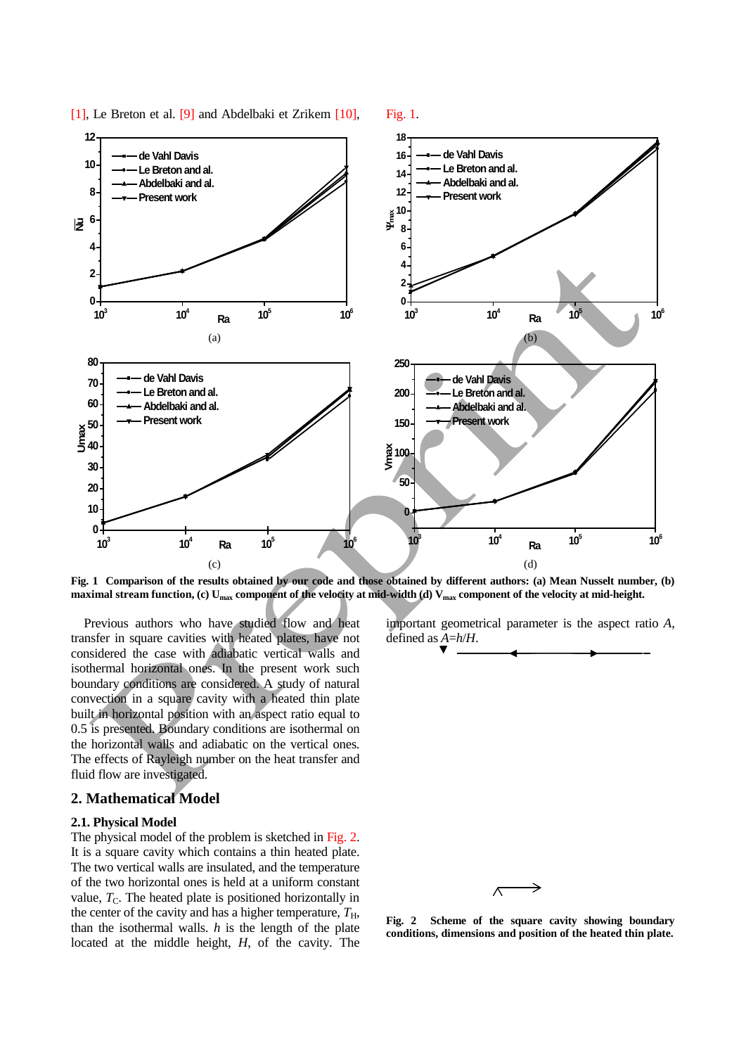[1], Le Breton et al. [9] and Abdelbaki et Zrikem [10], Fig. 1.

**Fig. 1 Comparison of the results obtained by our code and those obtained by different authors: (a) Mean Nusselt number, (b) maximal stream function, (c) $U_{max}$ component of the velocity at mid-width (d) $V_{max}$ component of the velocity at mid-height.**

Previous authors who have studied flow and heat transfer in square cavities with heated plates, have not considered the case with adiabatic vertical walls and isothermal horizontal ones. In the present work such boundary conditions are considered. A study of natural convection in a square cavity with a heated thin plate built in horizontal position with an aspect ratio equal to 0.5 is presented. Boundary conditions are isothermal on the horizontal walls and adiabatic on the vertical ones. The effects of Rayleigh number on the heat transfer and fluid flow are investigated.

## 2. Mathematical Model

### 2.1. Physical Model

The physical model of the problem is sketched in Fig. 2. It is a square cavity which contains a thin heated plate. The two vertical walls are insulated, and the temperature of the two horizontal ones is held at a uniform constant value, $T_C$. The heated plate is positioned horizontally in the center of the cavity and has a higher temperature, $T_H$, than the isothermal walls. $h$ is the length of the plate located at the middle height, $H$, of the cavity. The important geometrical parameter is the aspect ratio $A$, defined as $A=h/H$.

**Fig. 2 Scheme of the square cavity showing boundary conditions, dimensions and position of the heated thin plate.**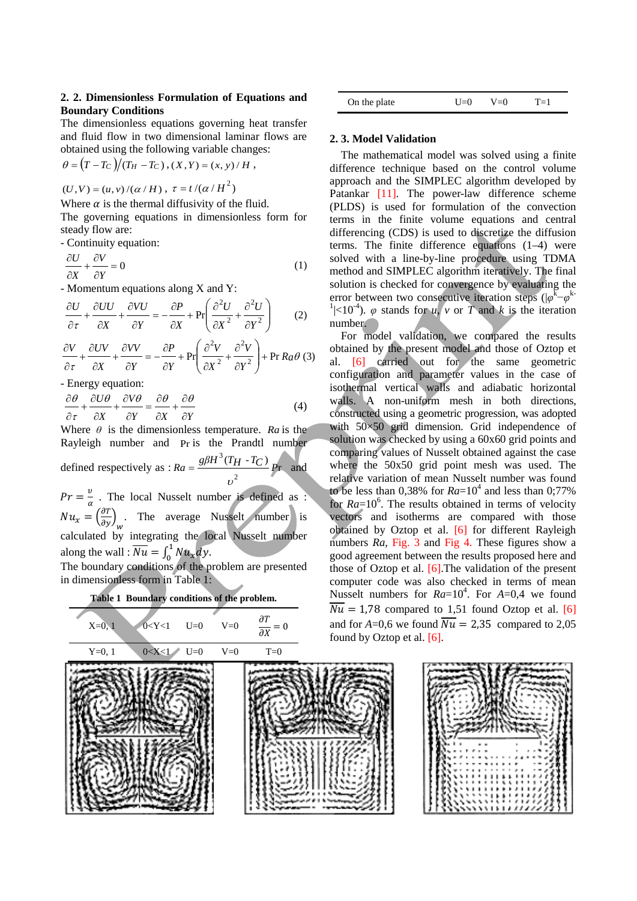### 2. 2. Dimensionless Formulation of Equations and Boundary Conditions

The dimensionless equations governing heat transfer and fluid flow in two dimensional laminar flows are obtained using the following variable changes:

$\theta = (T - T_C)/(T_H - T_C)$, $(X,Y) = (x,y)/H$,

$(U,V) = (u,v)/(\alpha/H)$, $\tau = t/(\alpha/H^2)$

Where $\alpha$ is the thermal diffusivity of the fluid.

The governing equations in dimensionless form for steady flow are:

- Continuity equation:

$$\frac{\partial U}{\partial X} + \frac{\partial V}{\partial Y} = 0 \quad (1)$$

- Momentum equations along X and Y:

$$\frac{\partial U}{\partial \tau} + \frac{\partial UU}{\partial X} + \frac{\partial VU}{\partial Y} = -\frac{\partial P}{\partial X} + \Pr\left(\frac{\partial^2 U}{\partial X^2} + \frac{\partial^2 U}{\partial Y^2}\right) \quad (2)$$

$$\frac{\partial V}{\partial \tau} + \frac{\partial UV}{\partial X} + \frac{\partial VV}{\partial Y} = -\frac{\partial P}{\partial Y} + \Pr\left(\frac{\partial^2 V}{\partial X^2} + \frac{\partial^2 V}{\partial Y^2}\right) + \Pr Ra\theta \quad (3)$$

- Energy equation:

$$\frac{\partial \theta}{\partial \tau} + \frac{\partial U\theta}{\partial X} + \frac{\partial V\theta}{\partial Y} = \frac{\partial \theta}{\partial X} + \frac{\partial \theta}{\partial Y} \quad (4)$$

Where $\theta$ is the dimensionless temperature. $Ra$ is the Rayleigh number and $\Pr$ is the Prandtl number defined respectively as : $Ra = \frac{g\beta H^3 (T_H - T_C)}{\upsilon^2} Pr$ and $Pr = \frac{\upsilon}{\alpha}$ . The local Nusselt number is defined as : $Nu_x = \left(\frac{\partial T}{\partial y}\right)_w$. The average Nusselt number is calculated by integrating the local Nusselt number along the wall : $\overline{Nu} = \int_0^1 Nu_x dy$.

The boundary conditions of the problem are presented in dimensionless form in Table 1:

**Table 1 Boundary conditions of the problem.**

| | | | | |
|---|---|---|---|---|
| X=0, 1 | 0<Y<1 | U=0 | V=0 | $\frac{\partial T}{\partial X} = 0$ |
| Y=0, 1 | 0<X<1 | U=0 | V=0 | T=0 |
| On the plate | | U=0 | V=0 | T=1 |

### 2. 3. Model Validation

The mathematical model was solved using a finite difference technique based on the control volume approach and the SIMPLEC algorithm developed by Patankar [11]. The power-law difference scheme (PLDS) is used for formulation of the convection terms in the finite volume equations and central differencing (CDS) is used to discretize the diffusion terms. The finite difference equations (1–4) were solved with a line-by-line procedure using TDMA method and SIMPLEC algorithm iteratively. The final solution is checked for convergence by evaluating the error between two consecutive iteration steps ($|\varphi^k - \varphi^{k-1}| < 10^{-4}$). $\varphi$ stands for $u$, $v$ or $T$ and $k$ is the iteration number.

For model validation, we compared the results obtained by the present model and those of Oztop et al. [6] carried out for the same geometric configuration and parameter values in the case of isothermal vertical walls and adiabatic horizontal walls. A non-uniform mesh in both directions, constructed using a geometric progression, was adopted with 50×50 grid dimension. Grid independence of solution was checked by using a 60x60 grid points and comparing values of Nusselt obtained against the case where the 50x50 grid point mesh was used. The relative variation of mean Nusselt number was found to be less than 0,38% for $Ra=10^4$ and less than 0;77% for $Ra=10^6$. The results obtained in terms of velocity vectors and isotherms are compared with those obtained by Oztop et al. [6] for different Rayleigh numbers $Ra$, Fig. 3 and Fig 4. These figures show a good agreement between the results proposed here and those of Oztop et al. [6].The validation of the present computer code was also checked in terms of mean Nusselt numbers for $Ra=10^4$. For $A$=0,4 we found $\overline{Nu} = 1{,}78$ compared to 1,51 found Oztop et al. [6] and for $A$=0,6 we found $\overline{Nu} = 2{,}35$ compared to 2,05 found by Oztop et al. [6].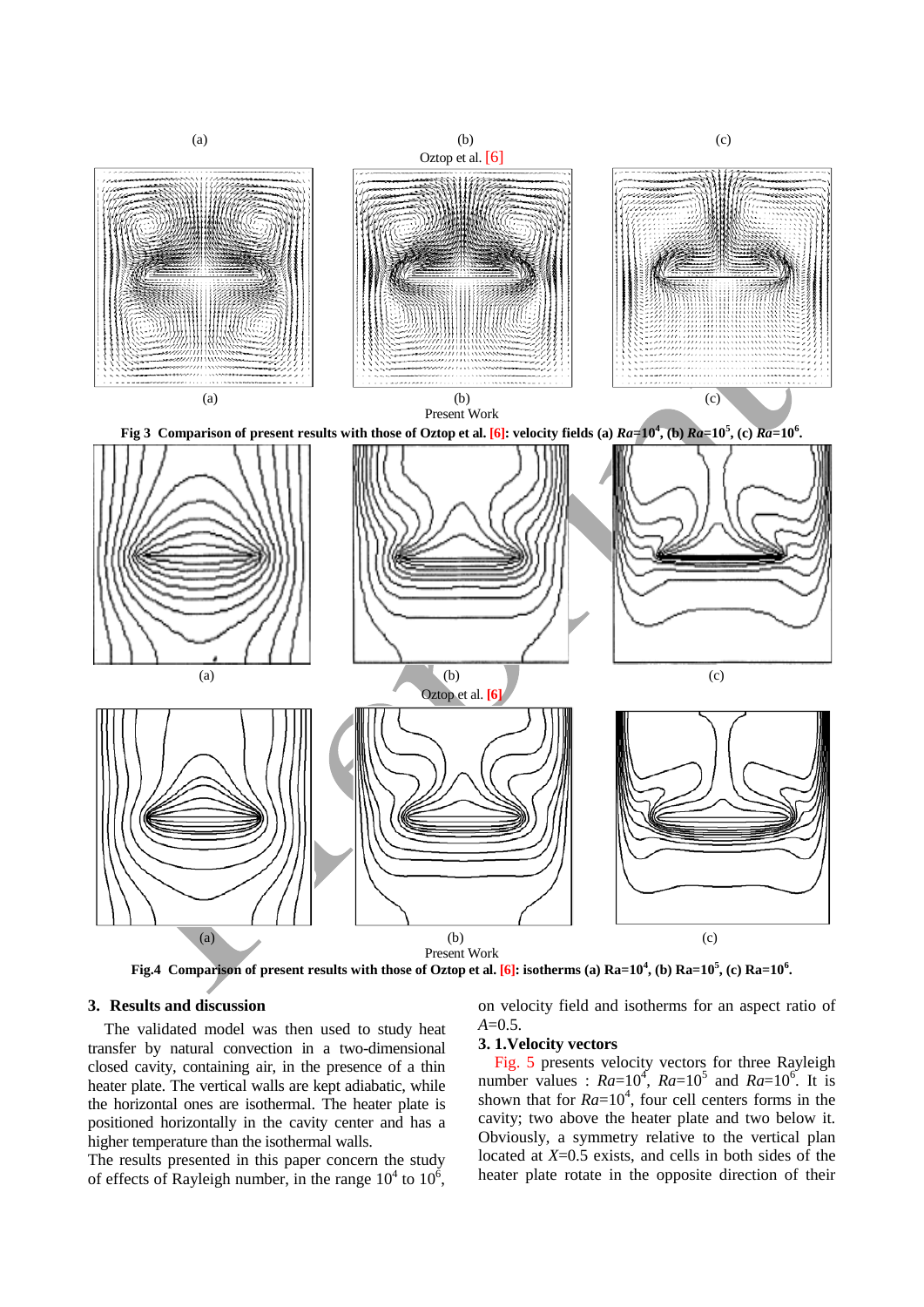(a) (b) (c)

Oztop et al. [6]

(a) (b) (c)

Present Work

**Fig 3 Comparison of present results with those of Oztop et al. [6]: velocity fields (a) $Ra$=$10^4$, (b) $Ra$=$10^5$, (c) $Ra$=$10^6$.**

(a) (b) (c)

Oztop et al. [6]

(a) (b) (c)

Present Work

**Fig.4 Comparison of present results with those of Oztop et al. [6]: isotherms (a) Ra=$10^4$, (b) Ra=$10^5$, (c) Ra=$10^6$.**

## 3. Results and discussion

The validated model was then used to study heat transfer by natural convection in a two-dimensional closed cavity, containing air, in the presence of a thin heater plate. The vertical walls are kept adiabatic, while the horizontal ones are isothermal. The heater plate is positioned horizontally in the cavity center and has a higher temperature than the isothermal walls.

The results presented in this paper concern the study of effects of Rayleigh number, in the range $10^4$ to $10^6$, on velocity field and isotherms for an aspect ratio of $A$=0.5.

### 3. 1.Velocity vectors

Fig. 5 presents velocity vectors for three Rayleigh number values : $Ra$=$10^4$, $Ra$=$10^5$ and $Ra$=$10^6$. It is shown that for $Ra$=$10^4$, four cell centers forms in the cavity; two above the heater plate and two below it. Obviously, a symmetry relative to the vertical plan located at $X$=0.5 exists, and cells in both sides of the heater plate rotate in the opposite direction of their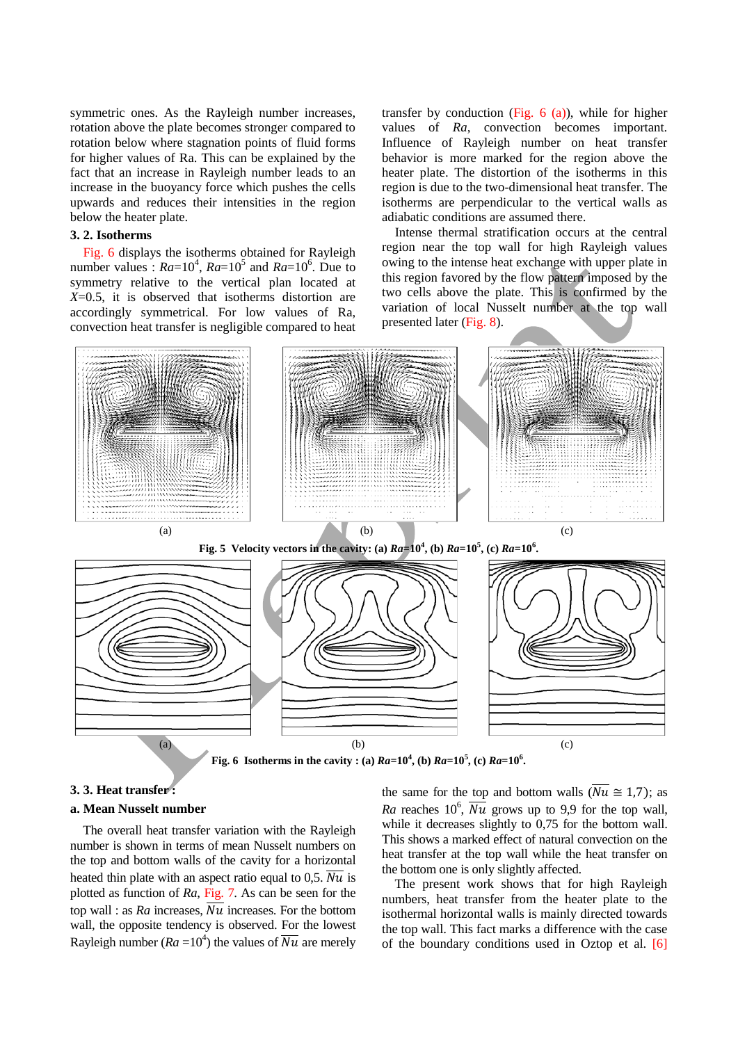symmetric ones. As the Rayleigh number increases, rotation above the plate becomes stronger compared to rotation below where stagnation points of fluid forms for higher values of Ra. This can be explained by the fact that an increase in Rayleigh number leads to an increase in the buoyancy force which pushes the cells upwards and reduces their intensities in the region below the heater plate.

### 3. 2. Isotherms

Fig. 6 displays the isotherms obtained for Rayleigh number values : $Ra$=$10^4$, $Ra$=$10^5$ and $Ra$=$10^6$. Due to symmetry relative to the vertical plan located at $X$=0.5, it is observed that isotherms distortion are accordingly symmetrical. For low values of Ra, convection heat transfer is negligible compared to heat transfer by conduction (Fig. 6 (a)), while for higher values of $Ra$, convection becomes important. Influence of Rayleigh number on heat transfer behavior is more marked for the region above the heater plate. The distortion of the isotherms in this region is due to the two-dimensional heat transfer. The isotherms are perpendicular to the vertical walls as adiabatic conditions are assumed there.

Intense thermal stratification occurs at the central region near the top wall for high Rayleigh values owing to the intense heat exchange with upper plate in this region favored by the flow pattern imposed by the two cells above the plate. This is confirmed by the variation of local Nusselt number at the top wall presented later (Fig. 8).

(a) (b) (c)

**Fig. 5 Velocity vectors in the cavity: (a) $Ra$=$10^4$, (b) $Ra$=$10^5$, (c) $Ra$=$10^6$.**

(a) (b) (c)

**Fig. 6 Isotherms in the cavity : (a) $Ra$=$10^4$, (b) $Ra$=$10^5$, (c) $Ra$=$10^6$.**

### 3. 3. Heat transfer :

#### a. Mean Nusselt number

The overall heat transfer variation with the Rayleigh number is shown in terms of mean Nusselt numbers on the top and bottom walls of the cavity for a horizontal heated thin plate with an aspect ratio equal to 0,5. $\overline{Nu}$ is plotted as function of $Ra$, Fig. 7. As can be seen for the top wall : as $Ra$ increases, $\overline{Nu}$ increases. For the bottom wall, the opposite tendency is observed. For the lowest Rayleigh number ($Ra$ =$10^4$) the values of $\overline{Nu}$ are merely the same for the top and bottom walls ($\overline{Nu} \cong 1{,}7$); as $Ra$ reaches $10^6$, $\overline{Nu}$ grows up to 9,9 for the top wall, while it decreases slightly to 0,75 for the bottom wall. This shows a marked effect of natural convection on the heat transfer at the top wall while the heat transfer on the bottom one is only slightly affected.

The present work shows that for high Rayleigh numbers, heat transfer from the heater plate to the isothermal horizontal walls is mainly directed towards the top wall. This fact marks a difference with the case of the boundary conditions used in Oztop et al. [6]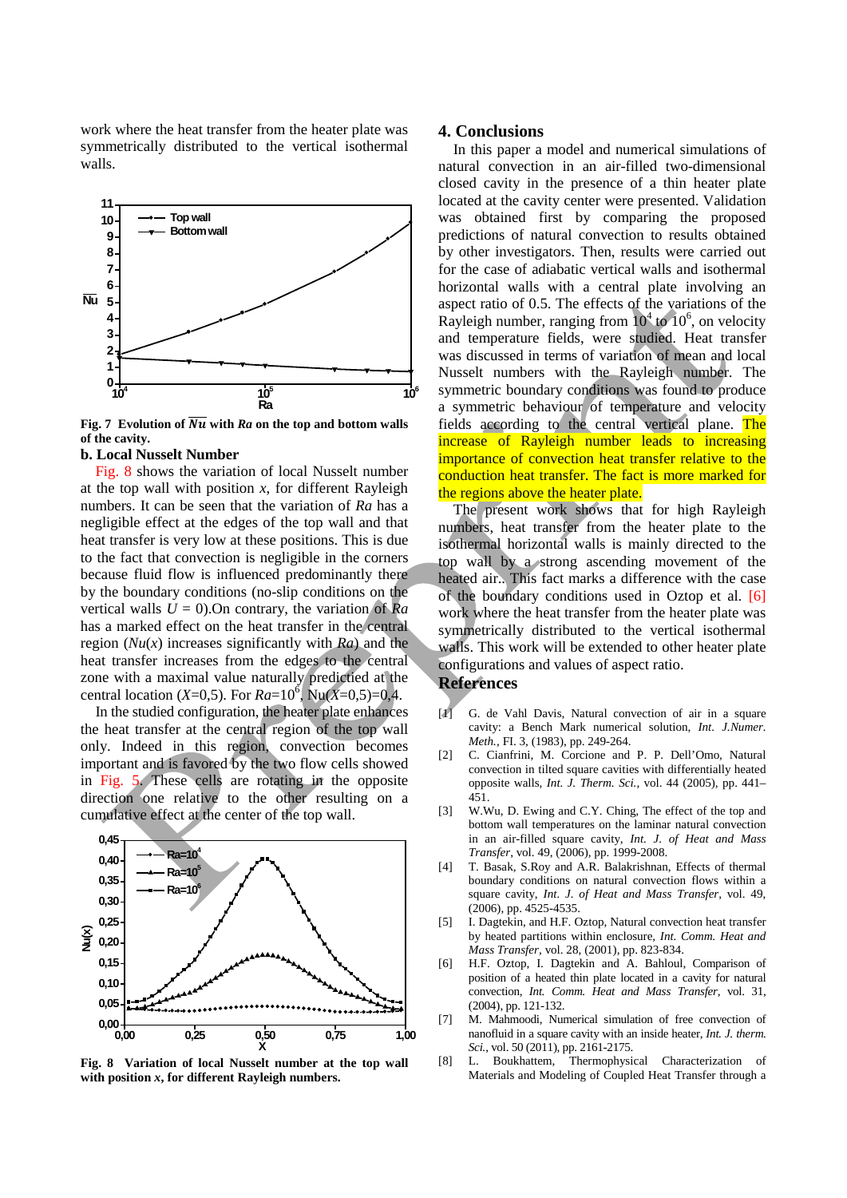work where the heat transfer from the heater plate was symmetrically distributed to the vertical isothermal walls.

**Fig. 7 Evolution of $\overline{Nu}$ with *Ra* on the top and bottom walls of the cavity.**

### b. Local Nusselt Number

Fig. 8 shows the variation of local Nusselt number at the top wall with position *x*, for different Rayleigh numbers. It can be seen that the variation of *Ra* has a negligible effect at the edges of the top wall and that heat transfer is very low at these positions. This is due to the fact that convection is negligible in the corners because fluid flow is influenced predominantly there by the boundary conditions (no-slip conditions on the vertical walls $U = 0$).On contrary, the variation of *Ra* has a marked effect on the heat transfer in the central region ($Nu(x)$ increases significantly with *Ra*) and the heat transfer increases from the edges to the central zone with a maximal value naturally predicted at the central location ($X$=0,5). For $Ra=10^6$, Nu($X$=0,5)=0,4.

In the studied configuration, the heater plate enhances the heat transfer at the central region of the top wall only. Indeed in this region, convection becomes important and is favored by the two flow cells showed in Fig. 5. These cells are rotating in the opposite direction one relative to the other resulting on a cumulative effect at the center of the top wall.

**Fig. 8 Variation of local Nusselt number at the top wall with position *x*, for different Rayleigh numbers.**

## 4. Conclusions

In this paper a model and numerical simulations of natural convection in an air-filled two-dimensional closed cavity in the presence of a thin heater plate located at the cavity center were presented. Validation was obtained first by comparing the proposed predictions of natural convection to results obtained by other investigators. Then, results were carried out for the case of adiabatic vertical walls and isothermal horizontal walls with a central plate involving an aspect ratio of 0.5. The effects of the variations of the Rayleigh number, ranging from $10^4$ to $10^6$, on velocity and temperature fields, were studied. Heat transfer was discussed in terms of variation of mean and local Nusselt numbers with the Rayleigh number. The symmetric boundary conditions was found to produce a symmetric behaviour of temperature and velocity fields according to the central vertical plane. The increase of Rayleigh number leads to increasing importance of convection heat transfer relative to the conduction heat transfer. The fact is more marked for the regions above the heater plate.

The present work shows that for high Rayleigh numbers, heat transfer from the heater plate to the isothermal horizontal walls is mainly directed to the top wall by a strong ascending movement of the heated air.. This fact marks a difference with the case of the boundary conditions used in Oztop et al. [6] work where the heat transfer from the heater plate was symmetrically distributed to the vertical isothermal walls. This work will be extended to other heater plate configurations and values of aspect ratio.

## References

[1] G. de Vahl Davis, Natural convection of air in a square cavity: a Bench Mark numerical solution, *Int. J.Numer. Meth.*, FI. 3, (1983), pp. 249-264.

[2] C. Cianfrini, M. Corcione and P. P. Dell'Omo, Natural convection in tilted square cavities with differentially heated opposite walls, *Int. J. Therm. Sci.*, vol. 44 (2005), pp. 441–451.

[3] W.Wu, D. Ewing and C.Y. Ching, The effect of the top and bottom wall temperatures on the laminar natural convection in an air-filled square cavity, *Int. J. of Heat and Mass Transfer*, vol. 49, (2006), pp. 1999-2008.

[4] T. Basak, S.Roy and A.R. Balakrishnan, Effects of thermal boundary conditions on natural convection flows within a square cavity, *Int. J. of Heat and Mass Transfer*, vol. 49, (2006), pp. 4525-4535.

[5] I. Dagtekin, and H.F. Oztop, Natural convection heat transfer by heated partitions within enclosure, *Int. Comm. Heat and Mass Transfer*, vol. 28, (2001), pp. 823-834.

[6] H.F. Oztop, I. Dagtekin and A. Bahloul, Comparison of position of a heated thin plate located in a cavity for natural convection, *Int. Comm. Heat and Mass Transfer*, vol. 31, (2004), pp. 121-132.

[7] M. Mahmoodi, Numerical simulation of free convection of nanofluid in a square cavity with an inside heater, *Int. J. therm. Sci.*, vol. 50 (2011), pp. 2161-2175.

[8] L. Boukhattem, Thermophysical Characterization of Materials and Modeling of Coupled Heat Transfer through a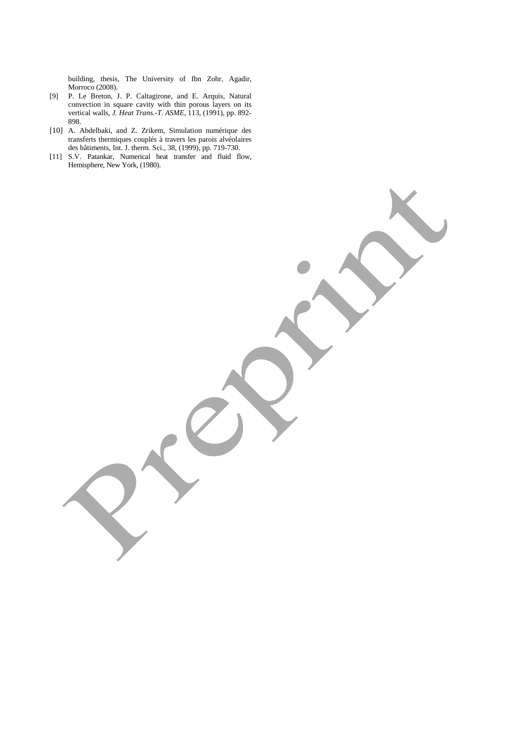building, thesis, The University of Ibn Zohr, Agadir, Morroco (2008).

[9] P. Le Breton, J. P. Caltagirone, and E. Arquis, Natural convection in square cavity with thin porous layers on its vertical walls, *J. Heat Trans.-T. ASME*, 113, (1991), pp. 892-898.

[10] A. Abdelbaki, and Z. Zrikem, Simulation numérique des transferts thermiques couplés à travers les parois alvéolaires des bâtiments, Int. J. therm. Sci., 38, (1999), pp. 719-730.

[11] S.V. Patankar, Numerical heat transfer and fluid flow, Hemisphere, New York, (1980).